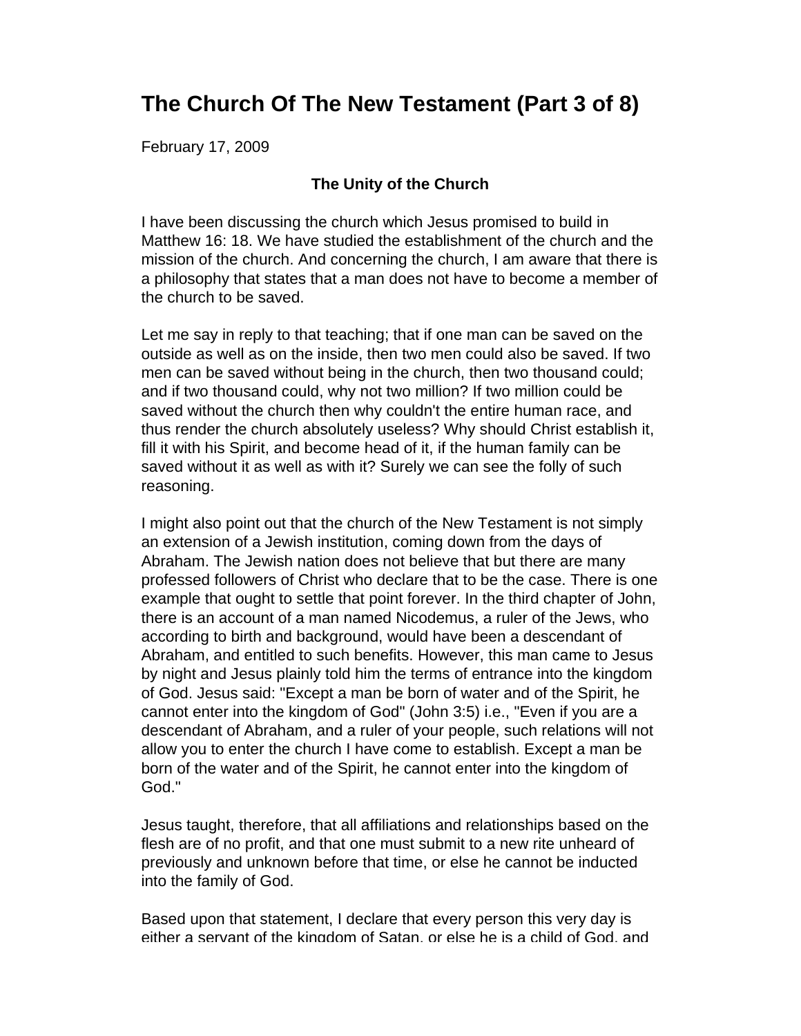# The Church Of The New Testament (Part 3 of 8)

February 17, 2009

**The Unity of the Church**

I have been discussing the church which Jesus promised to build in Matthew 16: 18. We have studied the establishment of the church and the mission of the church. And concerning the church, I am aware that there is a philosophy that states that a man does not have to become a member of the church to be saved.

Let me say in reply to that teaching; that if one man can be saved on the outside as well as on the inside, then two men could also be saved. If two men can be saved without being in the church, then two thousand could; and if two thousand could, why not two million? If two million could be saved without the church then why couldn't the entire human race, and thus render the church absolutely useless? Why should Christ establish it, fill it with his Spirit, and become head of it, if the human family can be saved without it as well as with it? Surely we can see the folly of such reasoning.

I might also point out that the church of the New Testament is not simply an extension of a Jewish institution, coming down from the days of Abraham. The Jewish nation does not believe that but there are many professed followers of Christ who declare that to be the case. There is one example that ought to settle that point forever. In the third chapter of John, there is an account of a man named Nicodemus, a ruler of the Jews, who according to birth and background, would have been a descendant of Abraham, and entitled to such benefits. However, this man came to Jesus by night and Jesus plainly told him the terms of entrance into the kingdom of God. Jesus said: "Except a man be born of water and of the Spirit, he cannot enter into the kingdom of God" (John 3:5) i.e., "Even if you are a descendant of Abraham, and a ruler of your people, such relations will not allow you to enter the church I have come to establish. Except a man be born of the water and of the Spirit, he cannot enter into the kingdom of God."

Jesus taught, therefore, that all affiliations and relationships based on the flesh are of no profit, and that one must submit to a new rite unheard of previously and unknown before that time, or else he cannot be inducted into the family of God.

Based upon that statement, I declare that every person this very day is either a servant of the kingdom of Satan, or else he is a child of God, and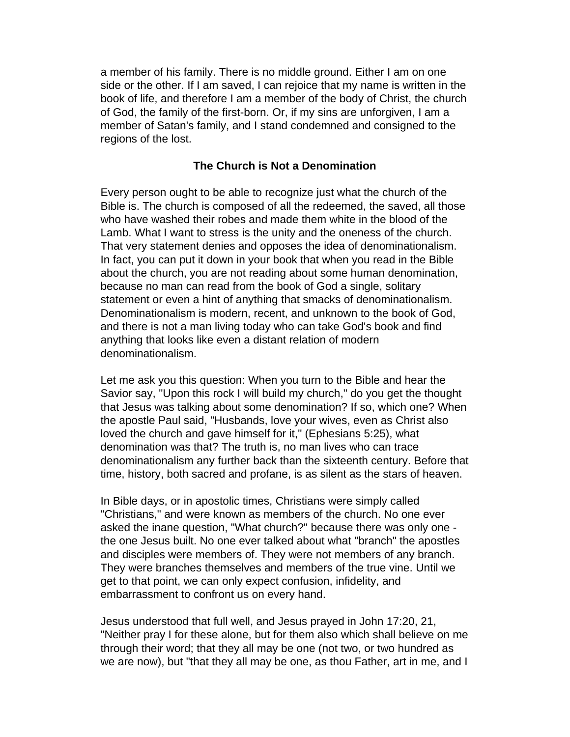a member of his family. There is no middle ground. Either I am on one side or the other. If I am saved, I can rejoice that my name is written in the book of life, and therefore I am a member of the body of Christ, the church of God, the family of the first-born. Or, if my sins are unforgiven, I am a member of Satan's family, and I stand condemned and consigned to the regions of the lost.

### The Church is Not a Denomination

Every person ought to be able to recognize just what the church of the Bible is. The church is composed of all the redeemed, the saved, all those who have washed their robes and made them white in the blood of the Lamb. What I want to stress is the unity and the oneness of the church. That very statement denies and opposes the idea of denominationalism. In fact, you can put it down in your book that when you read in the Bible about the church, you are not reading about some human denomination, because no man can read from the book of God a single, solitary statement or even a hint of anything that smacks of denominationalism. Denominationalism is modern, recent, and unknown to the book of God, and there is not a man living today who can take God's book and find anything that looks like even a distant relation of modern denominationalism.

Let me ask you this question: When you turn to the Bible and hear the Savior say, "Upon this rock I will build my church," do you get the thought that Jesus was talking about some denomination? If so, which one? When the apostle Paul said, "Husbands, love your wives, even as Christ also loved the church and gave himself for it," (Ephesians 5:25), what denomination was that? The truth is, no man lives who can trace denominationalism any further back than the sixteenth century. Before that time, history, both sacred and profane, is as silent as the stars of heaven.

In Bible days, or in apostolic times, Christians were simply called "Christians," and were known as members of the church. No one ever asked the inane question, "What church?" because there was only one - the one Jesus built. No one ever talked about what "branch" the apostles and disciples were members of. They were not members of any branch. They were branches themselves and members of the true vine. Until we get to that point, we can only expect confusion, infidelity, and embarrassment to confront us on every hand.

Jesus understood that full well, and Jesus prayed in John 17:20, 21, "Neither pray I for these alone, but for them also which shall believe on me through their word; that they all may be one (not two, or two hundred as we are now), but "that they all may be one, as thou Father, art in me, and I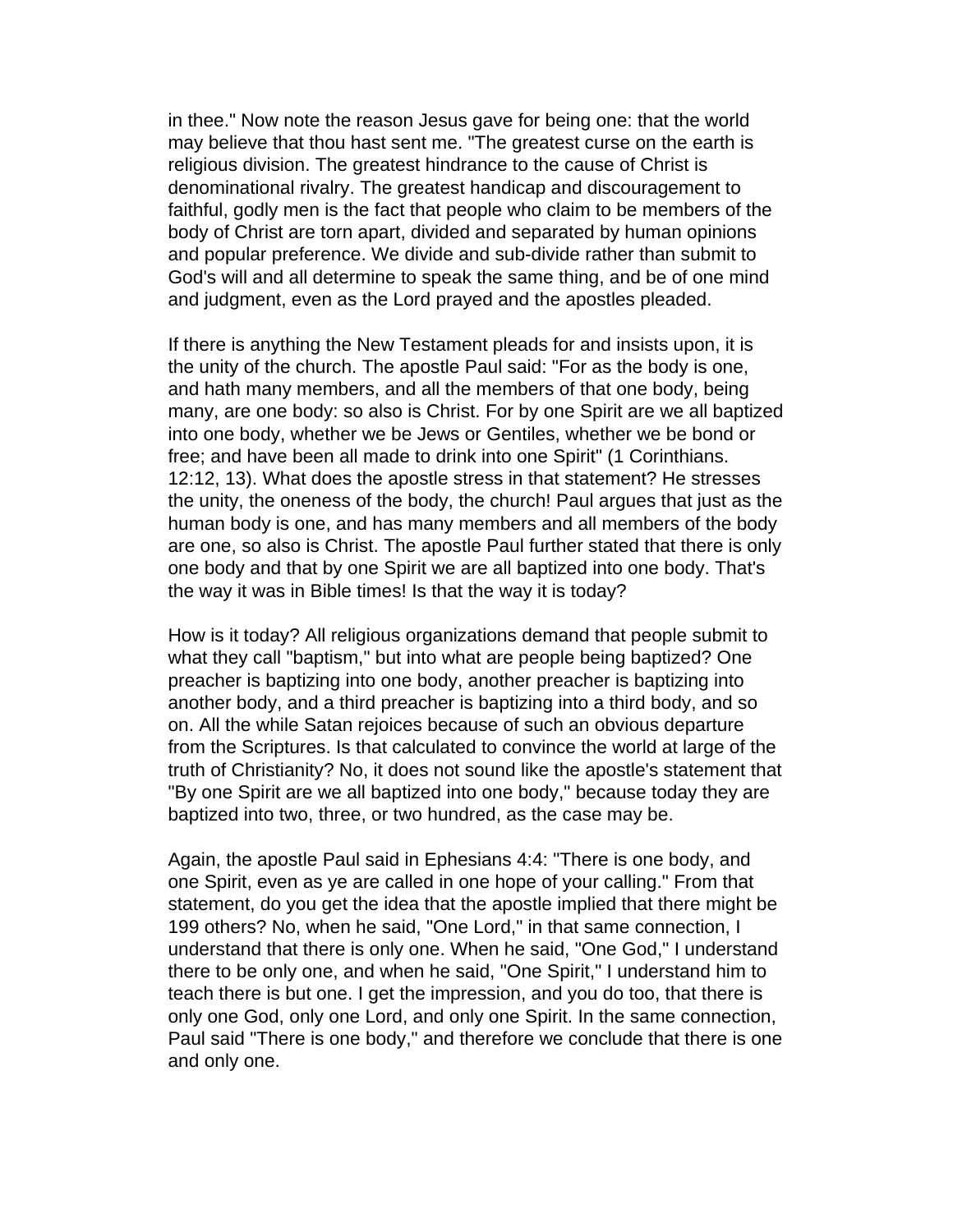in thee." Now note the reason Jesus gave for being one: that the world may believe that thou hast sent me. "The greatest curse on the earth is religious division. The greatest hindrance to the cause of Christ is denominational rivalry. The greatest handicap and discouragement to faithful, godly men is the fact that people who claim to be members of the body of Christ are torn apart, divided and separated by human opinions and popular preference. We divide and sub-divide rather than submit to God's will and all determine to speak the same thing, and be of one mind and judgment, even as the Lord prayed and the apostles pleaded.

If there is anything the New Testament pleads for and insists upon, it is the unity of the church. The apostle Paul said: "For as the body is one, and hath many members, and all the members of that one body, being many, are one body: so also is Christ. For by one Spirit are we all baptized into one body, whether we be Jews or Gentiles, whether we be bond or free; and have been all made to drink into one Spirit" (1 Corinthians. 12:12, 13). What does the apostle stress in that statement? He stresses the unity, the oneness of the body, the church! Paul argues that just as the human body is one, and has many members and all members of the body are one, so also is Christ. The apostle Paul further stated that there is only one body and that by one Spirit we are all baptized into one body. That's the way it was in Bible times! Is that the way it is today?

How is it today? All religious organizations demand that people submit to what they call "baptism," but into what are people being baptized? One preacher is baptizing into one body, another preacher is baptizing into another body, and a third preacher is baptizing into a third body, and so on. All the while Satan rejoices because of such an obvious departure from the Scriptures. Is that calculated to convince the world at large of the truth of Christianity? No, it does not sound like the apostle's statement that "By one Spirit are we all baptized into one body," because today they are baptized into two, three, or two hundred, as the case may be.

Again, the apostle Paul said in Ephesians 4:4: "There is one body, and one Spirit, even as ye are called in one hope of your calling." From that statement, do you get the idea that the apostle implied that there might be 199 others? No, when he said, "One Lord," in that same connection, I understand that there is only one. When he said, "One God," I understand there to be only one, and when he said, "One Spirit," I understand him to teach there is but one. I get the impression, and you do too, that there is only one God, only one Lord, and only one Spirit. In the same connection, Paul said "There is one body," and therefore we conclude that there is one and only one.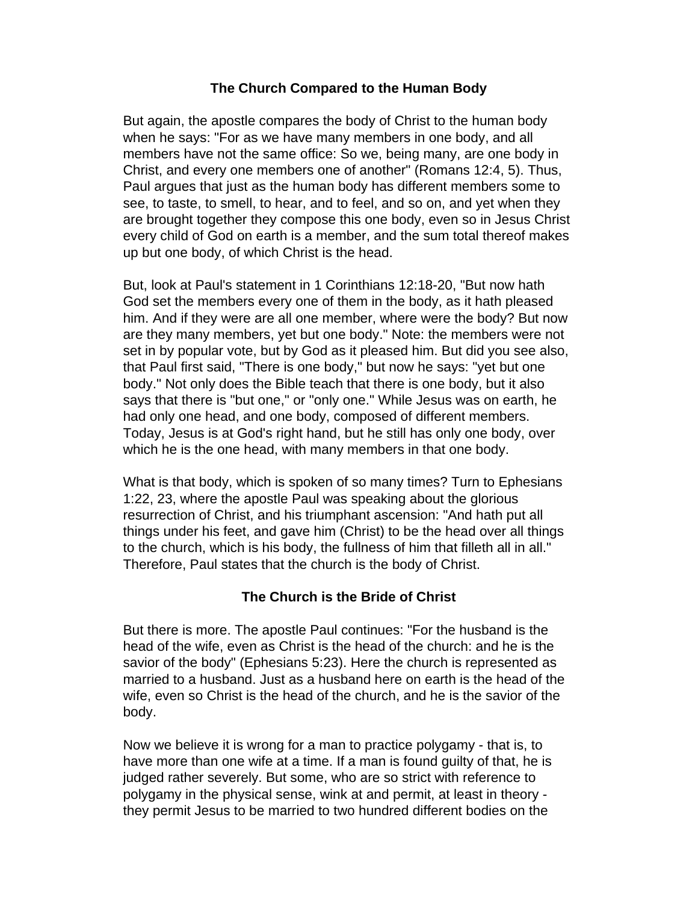### The Church Compared to the Human Body

But again, the apostle compares the body of Christ to the human body when he says: "For as we have many members in one body, and all members have not the same office: So we, being many, are one body in Christ, and every one members one of another" (Romans 12:4, 5). Thus, Paul argues that just as the human body has different members some to see, to taste, to smell, to hear, and to feel, and so on, and yet when they are brought together they compose this one body, even so in Jesus Christ every child of God on earth is a member, and the sum total thereof makes up but one body, of which Christ is the head.

But, look at Paul's statement in 1 Corinthians 12:18-20, "But now hath God set the members every one of them in the body, as it hath pleased him. And if they were are all one member, where were the body? But now are they many members, yet but one body." Note: the members were not set in by popular vote, but by God as it pleased him. But did you see also, that Paul first said, "There is one body," but now he says: "yet but one body." Not only does the Bible teach that there is one body, but it also says that there is "but one," or "only one." While Jesus was on earth, he had only one head, and one body, composed of different members. Today, Jesus is at God's right hand, but he still has only one body, over which he is the one head, with many members in that one body.

What is that body, which is spoken of so many times? Turn to Ephesians 1:22, 23, where the apostle Paul was speaking about the glorious resurrection of Christ, and his triumphant ascension: "And hath put all things under his feet, and gave him (Christ) to be the head over all things to the church, which is his body, the fullness of him that filleth all in all." Therefore, Paul states that the church is the body of Christ.

### The Church is the Bride of Christ

But there is more. The apostle Paul continues: "For the husband is the head of the wife, even as Christ is the head of the church: and he is the savior of the body" (Ephesians 5:23). Here the church is represented as married to a husband. Just as a husband here on earth is the head of the wife, even so Christ is the head of the church, and he is the savior of the body.

Now we believe it is wrong for a man to practice polygamy - that is, to have more than one wife at a time. If a man is found guilty of that, he is judged rather severely. But some, who are so strict with reference to polygamy in the physical sense, wink at and permit, at least in theory - they permit Jesus to be married to two hundred different bodies on the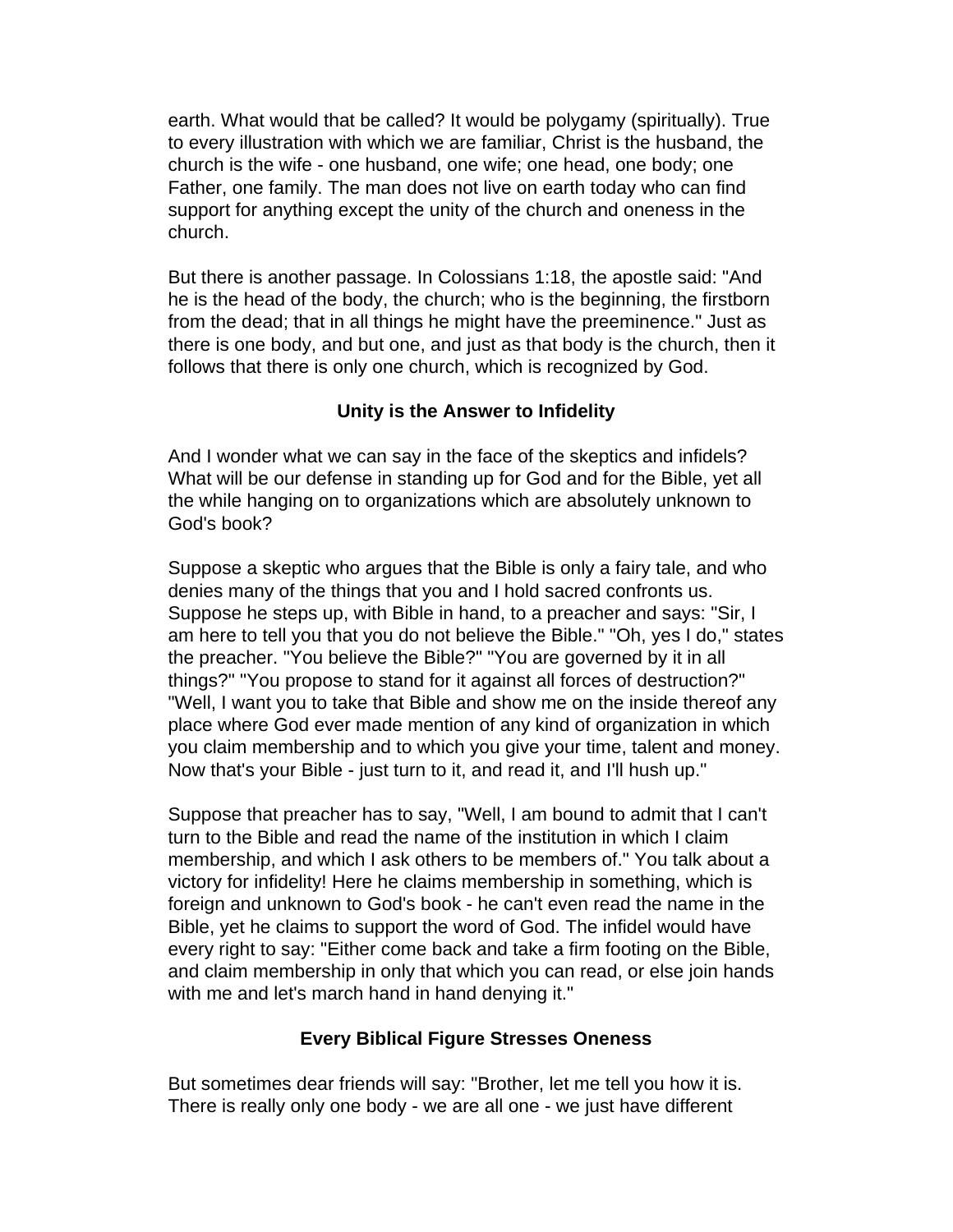earth. What would that be called? It would be polygamy (spiritually). True to every illustration with which we are familiar, Christ is the husband, the church is the wife - one husband, one wife; one head, one body; one Father, one family. The man does not live on earth today who can find support for anything except the unity of the church and oneness in the church.

But there is another passage. In Colossians 1:18, the apostle said: "And he is the head of the body, the church; who is the beginning, the firstborn from the dead; that in all things he might have the preeminence." Just as there is one body, and but one, and just as that body is the church, then it follows that there is only one church, which is recognized by God.

### Unity is the Answer to Infidelity

And I wonder what we can say in the face of the skeptics and infidels? What will be our defense in standing up for God and for the Bible, yet all the while hanging on to organizations which are absolutely unknown to God's book?

Suppose a skeptic who argues that the Bible is only a fairy tale, and who denies many of the things that you and I hold sacred confronts us. Suppose he steps up, with Bible in hand, to a preacher and says: "Sir, I am here to tell you that you do not believe the Bible." "Oh, yes I do," states the preacher. "You believe the Bible?" "You are governed by it in all things?" "You propose to stand for it against all forces of destruction?" "Well, I want you to take that Bible and show me on the inside thereof any place where God ever made mention of any kind of organization in which you claim membership and to which you give your time, talent and money. Now that's your Bible - just turn to it, and read it, and I'll hush up."

Suppose that preacher has to say, "Well, I am bound to admit that I can't turn to the Bible and read the name of the institution in which I claim membership, and which I ask others to be members of." You talk about a victory for infidelity! Here he claims membership in something, which is foreign and unknown to God's book - he can't even read the name in the Bible, yet he claims to support the word of God. The infidel would have every right to say: "Either come back and take a firm footing on the Bible, and claim membership in only that which you can read, or else join hands with me and let's march hand in hand denying it."

### Every Biblical Figure Stresses Oneness

But sometimes dear friends will say: "Brother, let me tell you how it is. There is really only one body - we are all one - we just have different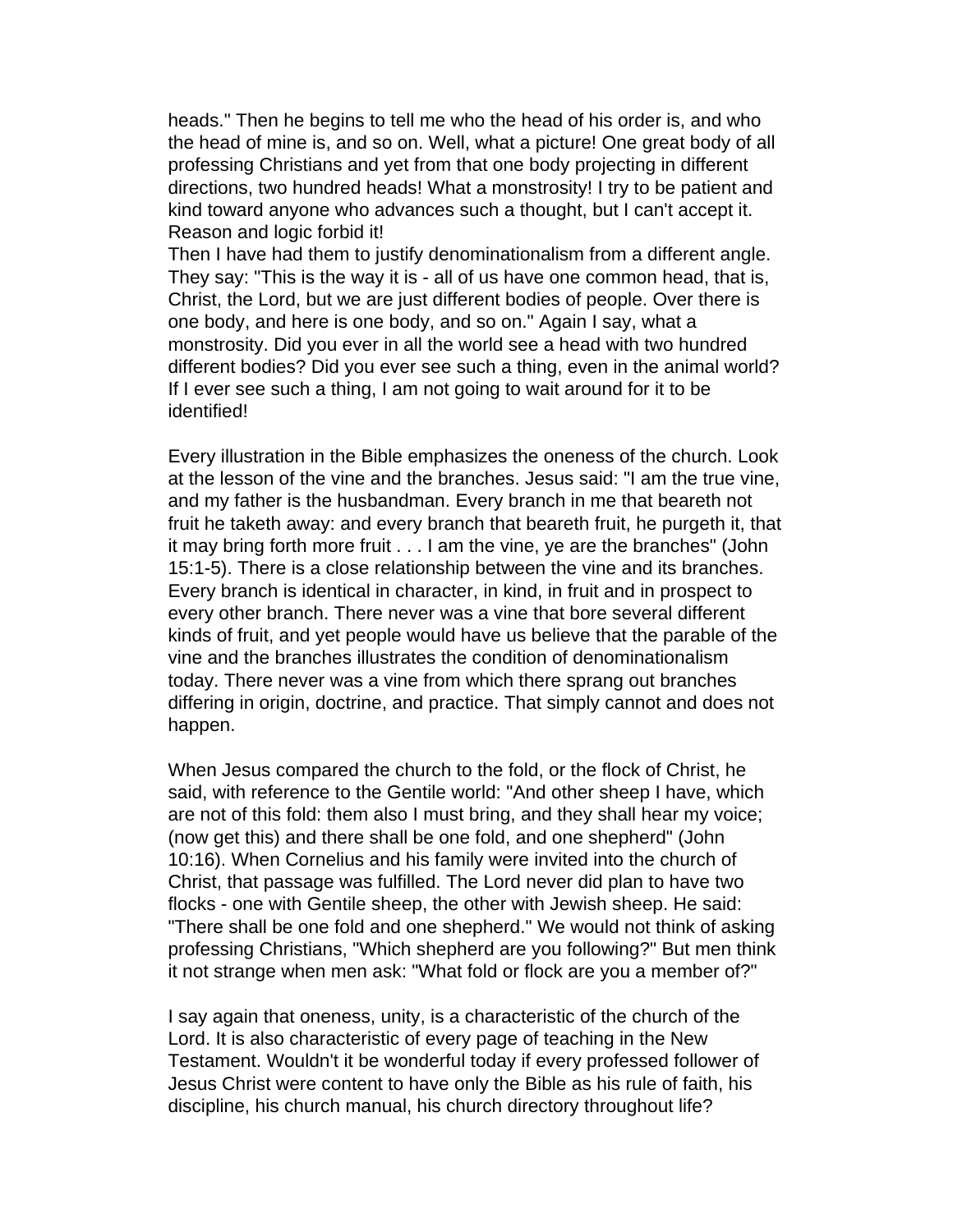heads." Then he begins to tell me who the head of his order is, and who the head of mine is, and so on. Well, what a picture! One great body of all professing Christians and yet from that one body projecting in different directions, two hundred heads! What a monstrosity! I try to be patient and kind toward anyone who advances such a thought, but I can't accept it. Reason and logic forbid it!

Then I have had them to justify denominationalism from a different angle. They say: "This is the way it is - all of us have one common head, that is, Christ, the Lord, but we are just different bodies of people. Over there is one body, and here is one body, and so on." Again I say, what a monstrosity. Did you ever in all the world see a head with two hundred different bodies? Did you ever see such a thing, even in the animal world? If I ever see such a thing, I am not going to wait around for it to be identified!

Every illustration in the Bible emphasizes the oneness of the church. Look at the lesson of the vine and the branches. Jesus said: "I am the true vine, and my father is the husbandman. Every branch in me that beareth not fruit he taketh away: and every branch that beareth fruit, he purgeth it, that it may bring forth more fruit . . . I am the vine, ye are the branches" (John 15:1-5). There is a close relationship between the vine and its branches. Every branch is identical in character, in kind, in fruit and in prospect to every other branch. There never was a vine that bore several different kinds of fruit, and yet people would have us believe that the parable of the vine and the branches illustrates the condition of denominationalism today. There never was a vine from which there sprang out branches differing in origin, doctrine, and practice. That simply cannot and does not happen.

When Jesus compared the church to the fold, or the flock of Christ, he said, with reference to the Gentile world: "And other sheep I have, which are not of this fold: them also I must bring, and they shall hear my voice; (now get this) and there shall be one fold, and one shepherd" (John 10:16). When Cornelius and his family were invited into the church of Christ, that passage was fulfilled. The Lord never did plan to have two flocks - one with Gentile sheep, the other with Jewish sheep. He said: "There shall be one fold and one shepherd." We would not think of asking professing Christians, "Which shepherd are you following?" But men think it not strange when men ask: "What fold or flock are you a member of?"

I say again that oneness, unity, is a characteristic of the church of the Lord. It is also characteristic of every page of teaching in the New Testament. Wouldn't it be wonderful today if every professed follower of Jesus Christ were content to have only the Bible as his rule of faith, his discipline, his church manual, his church directory throughout life?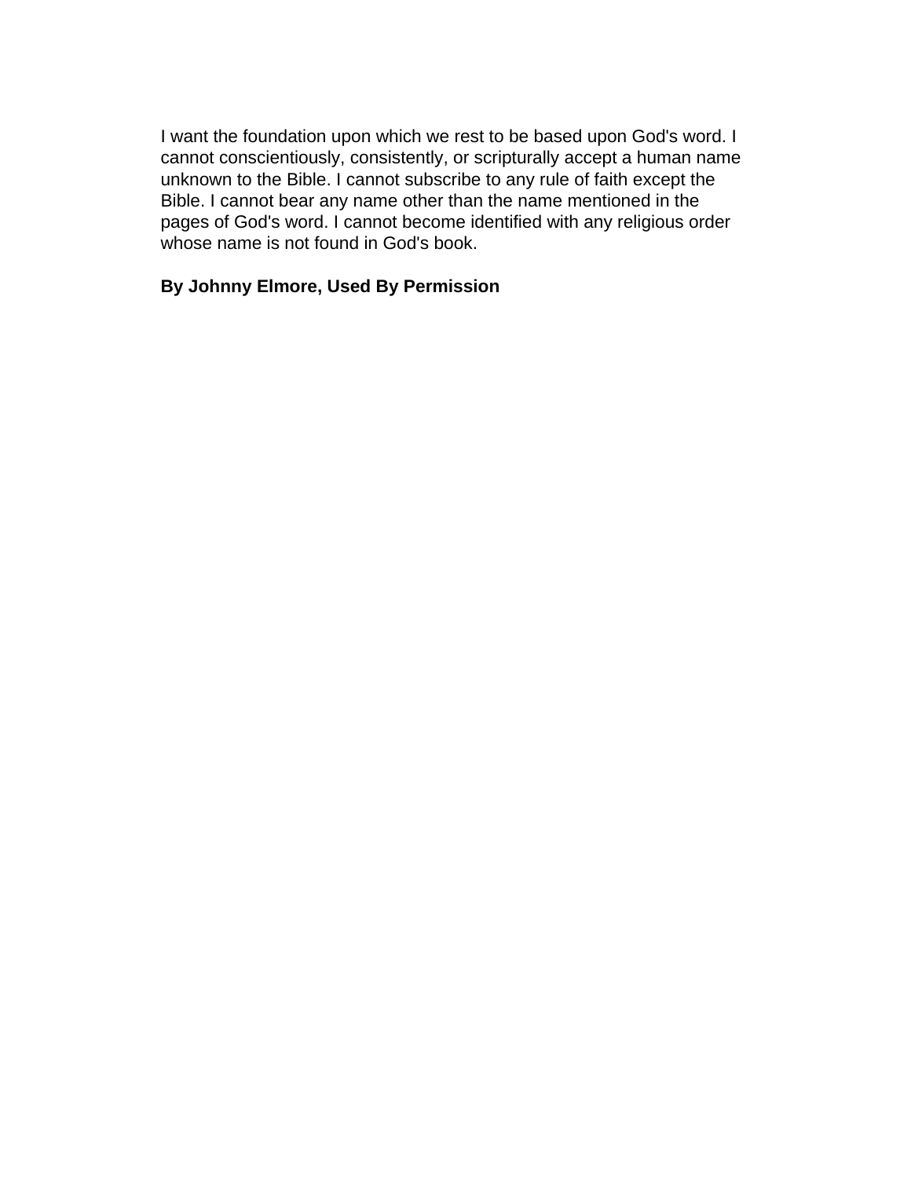I want the foundation upon which we rest to be based upon God's word. I cannot conscientiously, consistently, or scripturally accept a human name unknown to the Bible. I cannot subscribe to any rule of faith except the Bible. I cannot bear any name other than the name mentioned in the pages of God's word. I cannot become identified with any religious order whose name is not found in God's book.

**By Johnny Elmore, Used By Permission**